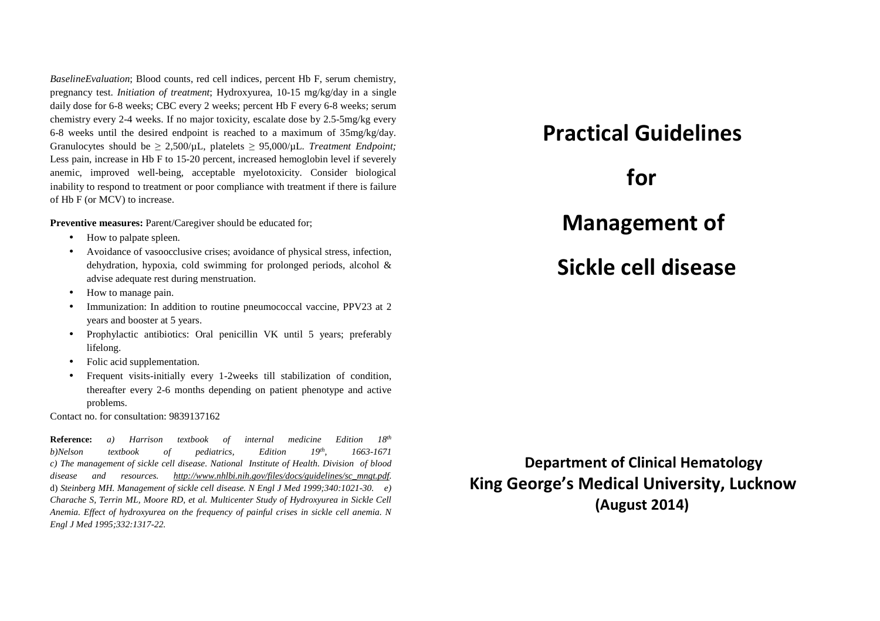*BaselineEvaluation*; Blood counts, red cell indices, percent Hb F, serum chemistry, pregnancy test. *Initiation of treatment*; Hydroxyurea, 10-15 mg/kg/day in a single daily dose for 6-8 weeks; CBC every 2 weeks; percent Hb F every 6-8 weeks; serum chemistry every 2-4 weeks. If no major toxicity, escalate dose by 2.5-5mg/kg every 6-8 weeks until the desired endpoint is reached to a maximum of 35mg/kg/day. Granulocytes should be ≥ 2,500/µL, platelets ≥ 95,000/µL. *Treatment Endpoint;* Less pain, increase in Hb F to 15-20 percent, increased hemoglobin level if severely anemic, improved well-being, acceptable myelotoxicity. Consider biological inability to respond to treatment or poor compliance with treatment if there is failure of Hb F (or MCV) to increase.

**Preventive measures:** Parent/Caregiver should be educated for;

- How to palpate spleen.
- Avoidance of vasoocclusive crises; avoidance of physical stress, infection, dehydration, hypoxia, cold swimming for prolonged periods, alcohol & advise adequate rest during menstruation.
- How to manage pain.
- Immunization: In addition to routine pneumococcal vaccine, PPV23 at 2 years and booster at 5 years.
- Prophylactic antibiotics: Oral penicillin VK until 5 years; preferably lifelong.
- Folic acid supplementation.
- Frequent visits-initially every 1-2weeks till stabilization of condition, thereafter every 2-6 months depending on patient phenotype and active problems.

Contact no. for consultation: 9839137162

**Reference:** *a) Harrison textbook of internal medicine Edition 18th b)Nelson textbook of pediatrics, Edition 19th, 1663-1671 c) The management of sickle cell disease. National Institute of Health. Division of blood disease and resources.* http://www.nhlbi.nih.gov/files/docs/guidelines/sc_mngt.pdf. d) *Steinberg MH. Management of sickle cell disease. N Engl J Med 1999;340:1021-30. e) Charache S, Terrin ML, Moore RD, et al. Multicenter Study of Hydroxyurea in Sickle Cell Anemia. Effect of hydroxyurea on the frequency of painful crises in sickle cell anemia. N Engl J Med 1995;332:1317-22.*

# Practical Guidelines for Management of Sickle cell disease

**Department of Clinical Hematology**

**King George's Medical University, Lucknow**

**(August 2014)**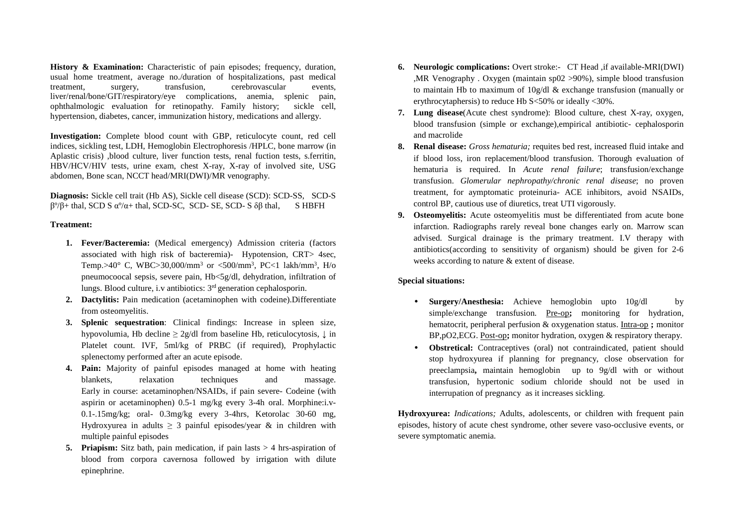**History & Examination:** Characteristic of pain episodes; frequency, duration, usual home treatment, average no./duration of hospitalizations, past medical treatment, surgery, transfusion, cerebrovascular events, liver/renal/bone/GIT/respiratory/eye complications, anemia, splenic pain, ophthalmologic evaluation for retinopathy. Family history; sickle cell, hypertension, diabetes, cancer, immunization history, medications and allergy.

**Investigation:** Complete blood count with GBP, reticulocyte count, red cell indices, sickling test, LDH, Hemoglobin Electrophoresis /HPLC, bone marrow (in Aplastic crisis) ,blood culture, liver function tests, renal fuction tests, s.ferritin, HBV/HCV/HIV tests, urine exam, chest X-ray, X-ray of involved site, USG abdomen, Bone scan, NCCT head/MRI(DWI)/MR venography.

**Diagnosis:** Sickle cell trait (Hb AS), Sickle cell disease (SCD): SCD-SS, SCD-S $\beta^o/\beta$+ thal, SCD S $\alpha^o/\alpha$+ thal, SCD-SC, SCD- SE, SCD- S $\delta\beta$ thal, S HBFH

**Treatment:**

1. **Fever/Bacteremia:** (Medical emergency) Admission criteria (factors associated with high risk of bacteremia)- Hypotension, CRT> 4sec, Temp.>40° C, WBC>30,000/mm$^3$ or <500/mm$^3$, PC<1 lakh/mm$^3$, H/o pneumocoocal sepsis, severe pain, Hb<5g/dl, dehydration, infiltration of lungs. Blood culture, i.v antibiotics: 3$^{rd}$ generation cephalosporin.
2. **Dactylitis:** Pain medication (acetaminophen with codeine).Differentiate from osteomyelitis.
3. **Splenic sequestration**: Clinical findings: Increase in spleen size, hypovolumia, Hb decline ≥ 2g/dl from baseline Hb, reticulocytosis, ↓ in Platelet count. IVF, 5ml/kg of PRBC (if required), Prophylactic splenectomy performed after an acute episode.
4. **Pain:** Majority of painful episodes managed at home with heating blankets, relaxation techniques and massage. Early in course: acetaminophen/NSAIDs, if pain severe- Codeine (with aspirin or acetaminophen) 0.5-1 mg/kg every 3-4h oral. Morphine:i.v- 0.1-.15mg/kg; oral- 0.3mg/kg every 3-4hrs, Ketorolac 30-60 mg, Hydroxyurea in adults ≥ 3 painful episodes/year & in children with multiple painful episodes
5. **Priapism:** Sitz bath, pain medication, if pain lasts > 4 hrs-aspiration of blood from corpora cavernosa followed by irrigation with dilute epinephrine.
6. **Neurologic complications:** Overt stroke:- CT Head ,if available-MRI(DWI) ,MR Venography . Oxygen (maintain sp02 >90%), simple blood transfusion to maintain Hb to maximum of 10g/dl & exchange transfusion (manually or erythrocytaphersis) to reduce Hb S<50% or ideally <30%.
7. **Lung disease**(Acute chest syndrome): Blood culture, chest X-ray, oxygen, blood transfusion (simple or exchange),empirical antibiotic- cephalosporin and macrolide
8. **Renal disease:** *Gross hematuria;* requites bed rest, increased fluid intake and if blood loss, iron replacement/blood transfusion. Thorough evaluation of hematuria is required. In *Acute renal failure*; transfusion/exchange transfusion. *Glomerular nephropathy/chronic renal disease*; no proven treatment, for aymptomatic proteinuria- ACE inhibitors, avoid NSAIDs, control BP, cautious use of diuretics, treat UTI vigorously.
9. **Osteomyelitis:** Acute osteomyelitis must be differentiated from acute bone infarction. Radiographs rarely reveal bone changes early on. Marrow scan advised. Surgical drainage is the primary treatment. I.V therapy with antibiotics(according to sensitivity of organism) should be given for 2-6 weeks according to nature & extent of disease.

**Special situations:**

- **Surgery/Anesthesia:** Achieve hemoglobin upto 10g/dl by simple/exchange transfusion. Pre-op**;** monitoring for hydration, hematocrit, peripheral perfusion & oxygenation status. Intra-op **;** monitor BP,pO2,ECG. Post-op**;** monitor hydration, oxygen & respiratory therapy.
- **Obstretical:** Contraceptives (oral) not contraindicated, patient should stop hydroxyurea if planning for pregnancy, close observation for preeclampsia**,** maintain hemoglobin up to 9g/dl with or without transfusion, hypertonic sodium chloride should not be used in interrupation of pregnancy as it increases sickling.

**Hydroxyurea:** *Indications;* Adults, adolescents, or children with frequent pain episodes, history of acute chest syndrome, other severe vaso-occlusive events, or severe symptomatic anemia.